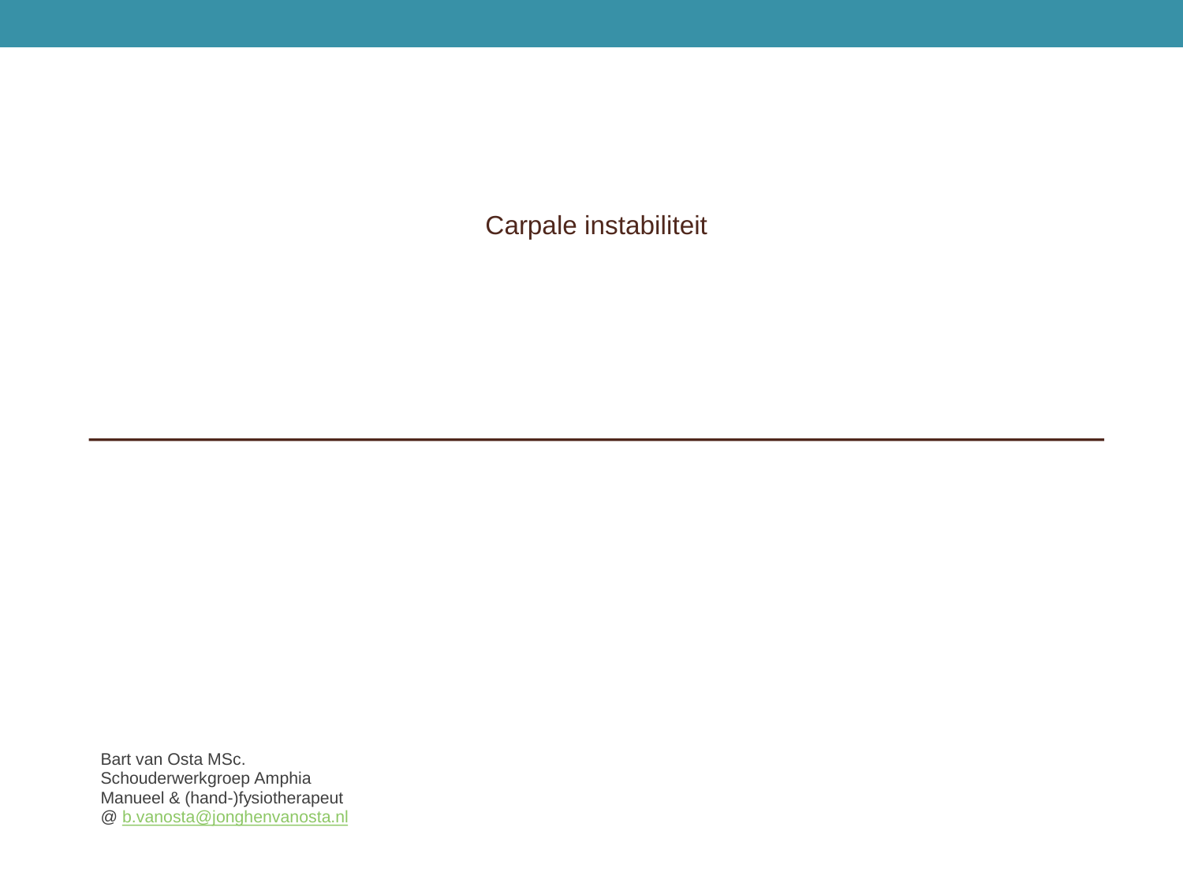# Carpale instabiliteit

Bart van Osta MSc.
Schouderwerkgroep Amphia
Manueel & (hand-)fysiotherapeut
@ b.vanosta@jonghenvanosta.nl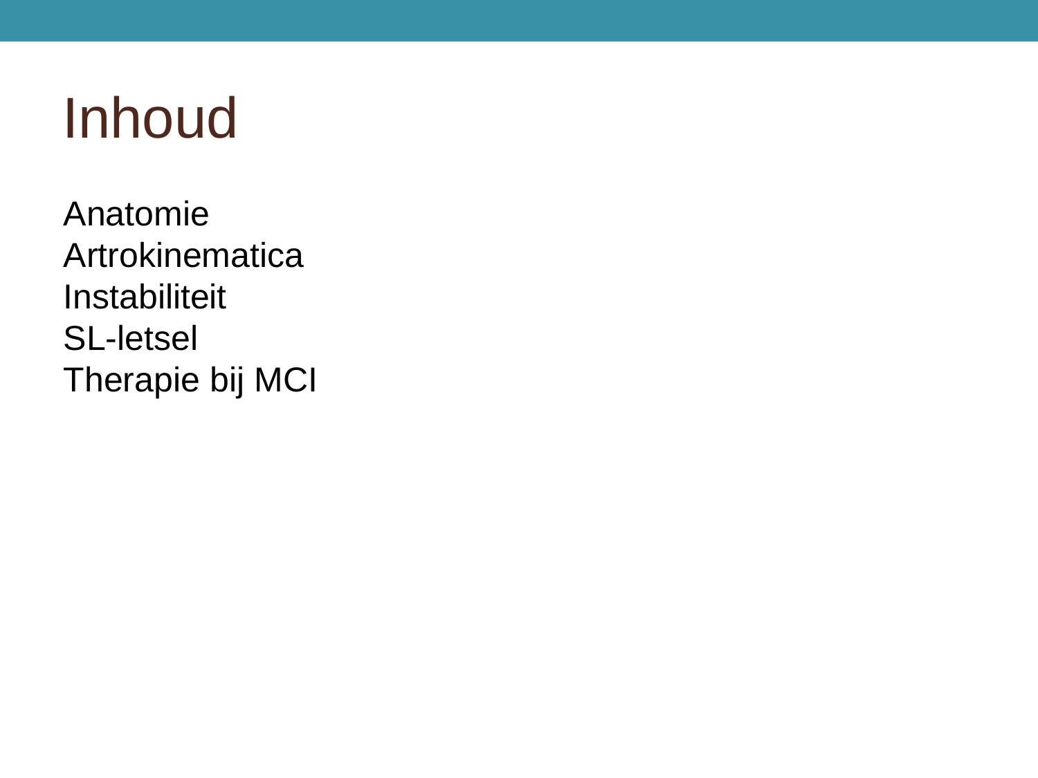# Inhoud

Anatomie
Artrokinematica
Instabiliteit
SL-letsel
Therapie bij MCI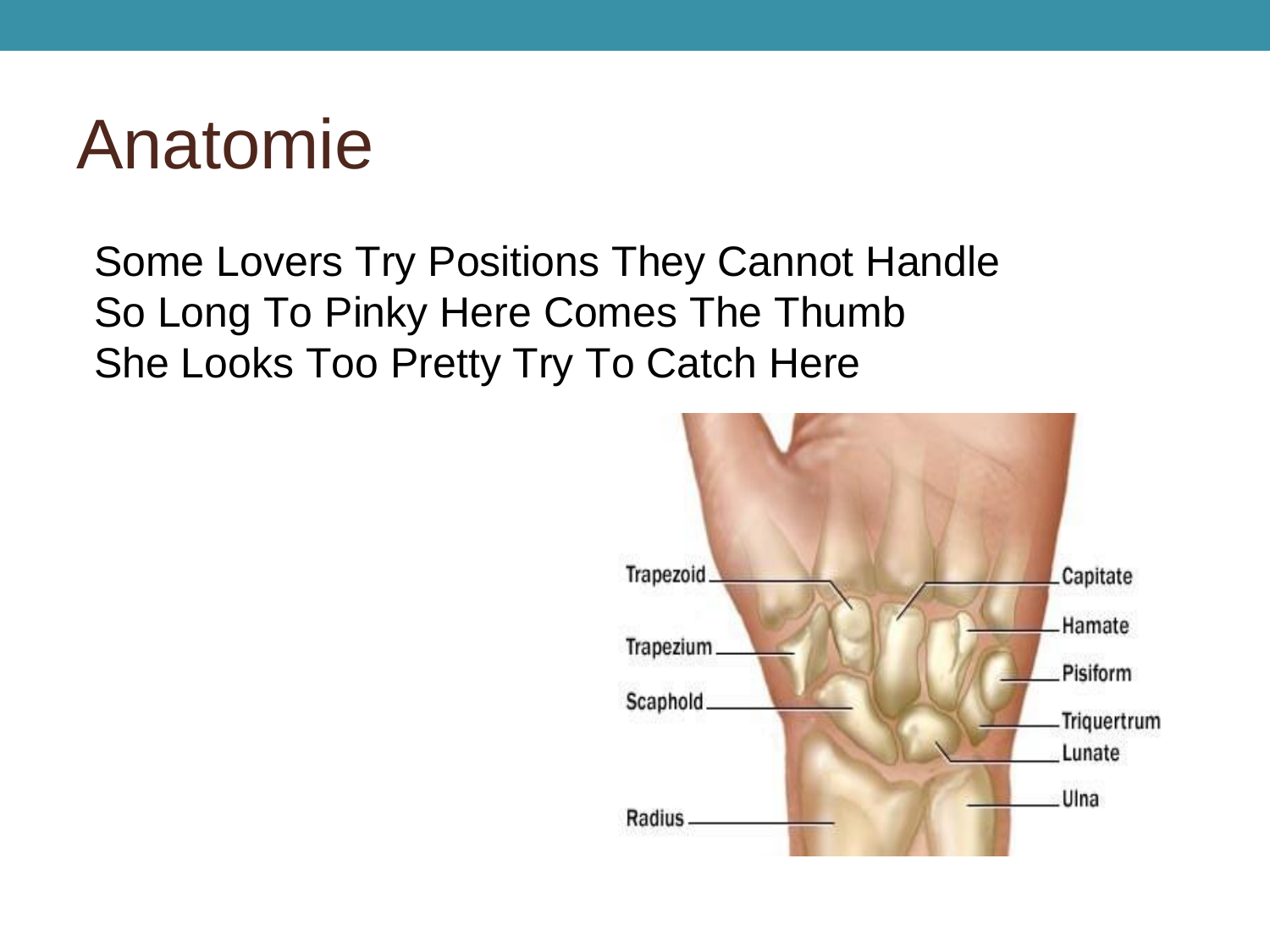# Anatomie

Some Lovers Try Positions They Cannot Handle
So Long To Pinky Here Comes The Thumb
She Looks Too Pretty Try To Catch Here

Trapezoid
Trapezium
Scaphold
Radius
Capitate
Hamate
Pisiform
Triquertrum
Lunate
Ulna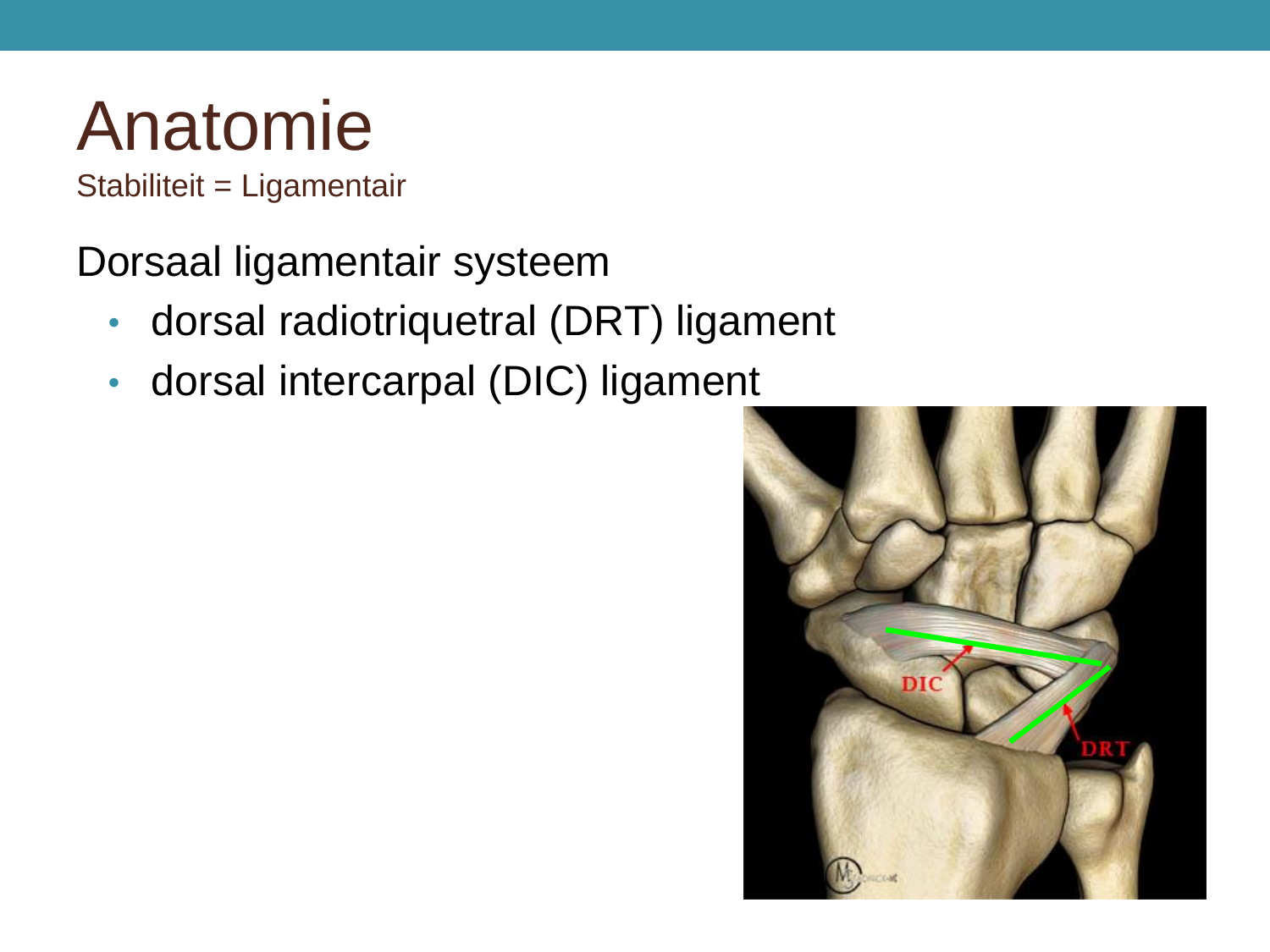# Anatomie

Stabiliteit = Ligamentair

Dorsaal ligamentair systeem

- dorsal radiotriquetral (DRT) ligament
- dorsal intercarpal (DIC) ligament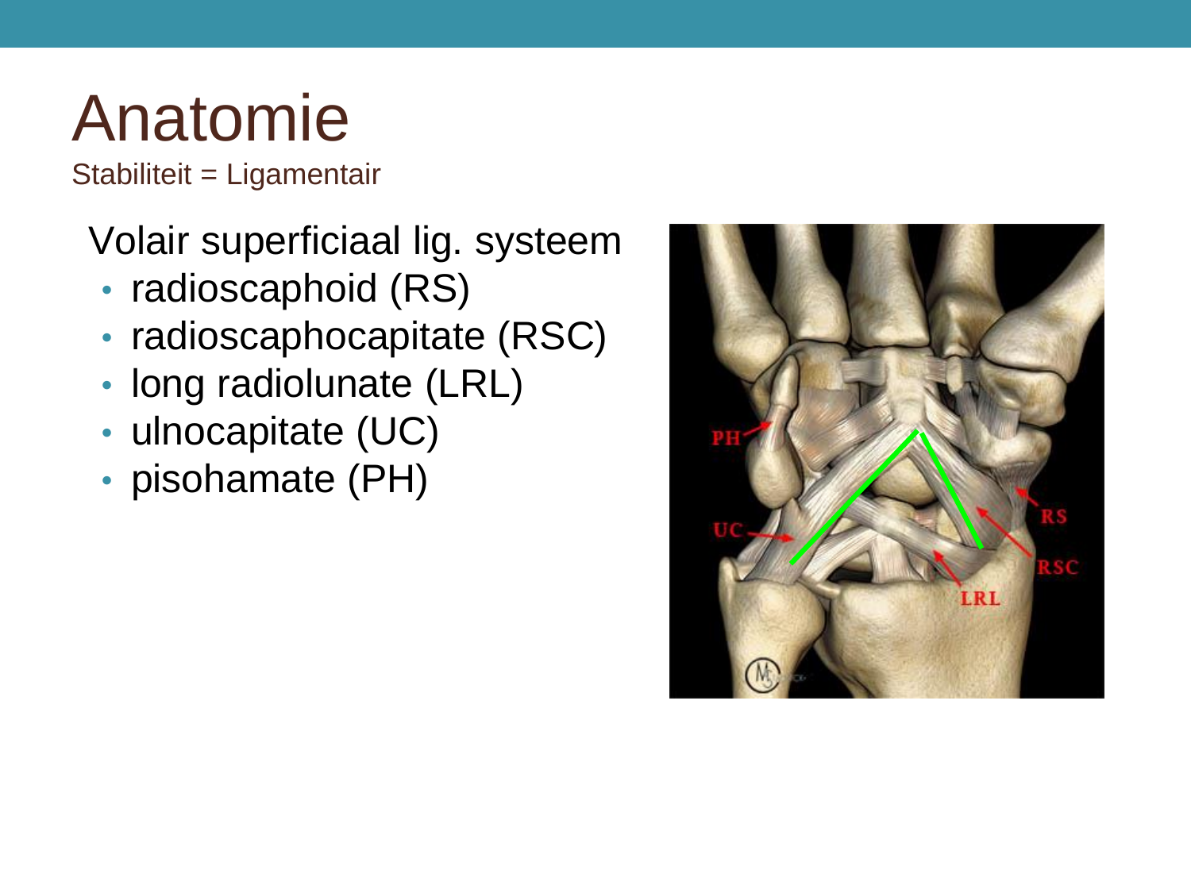# Anatomie

Stabiliteit = Ligamentair

Volair superficiaal lig. systeem

- radioscaphoid (RS)
- radioscaphocapitate (RSC)
- long radiolunate (LRL)
- ulnocapitate (UC)
- pisohamate (PH)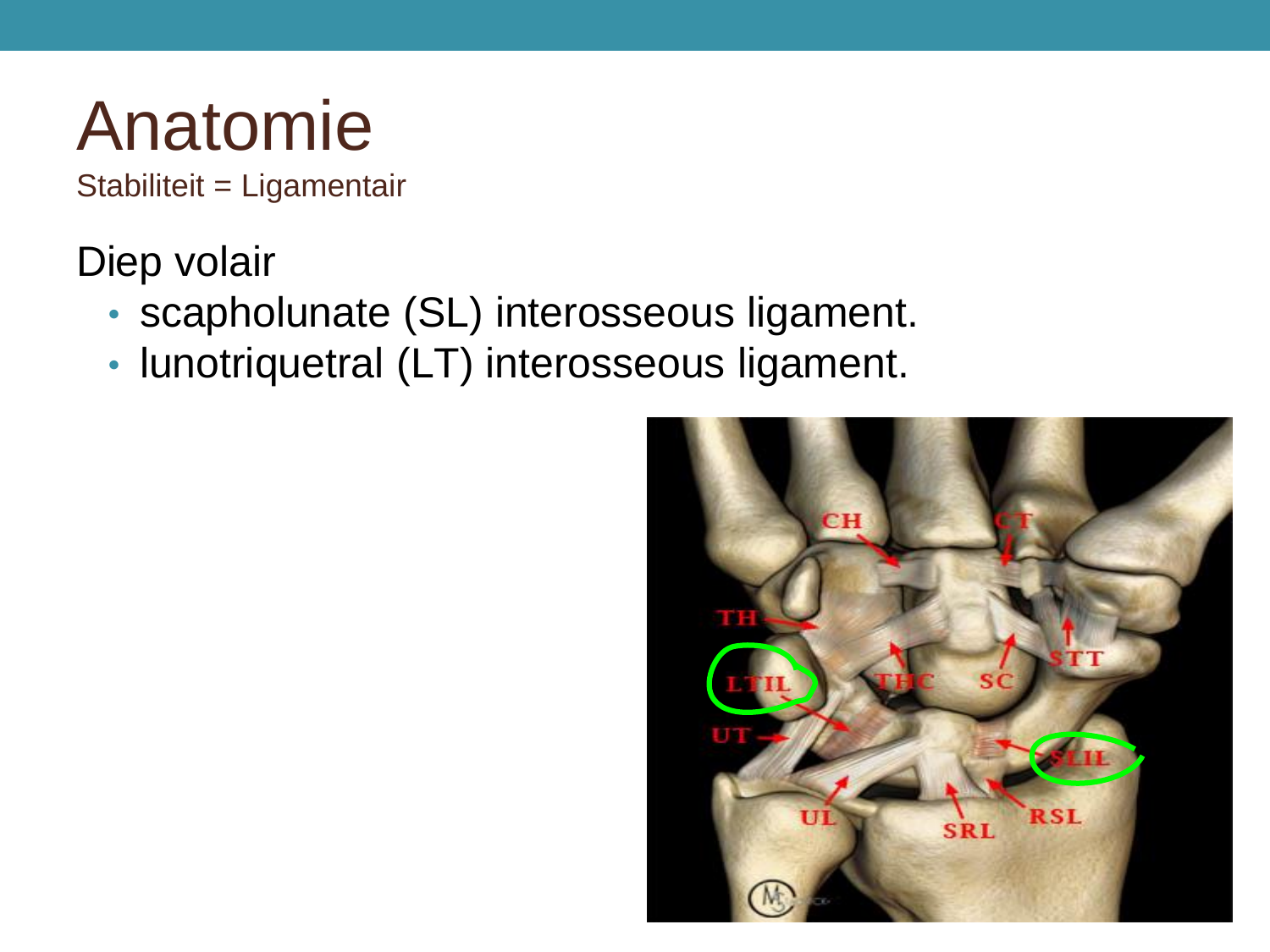# Anatomie

Stabiliteit = Ligamentair

Diep volair

- scapholunate (SL) interosseous ligament.
- lunotriquetral (LT) interosseous ligament.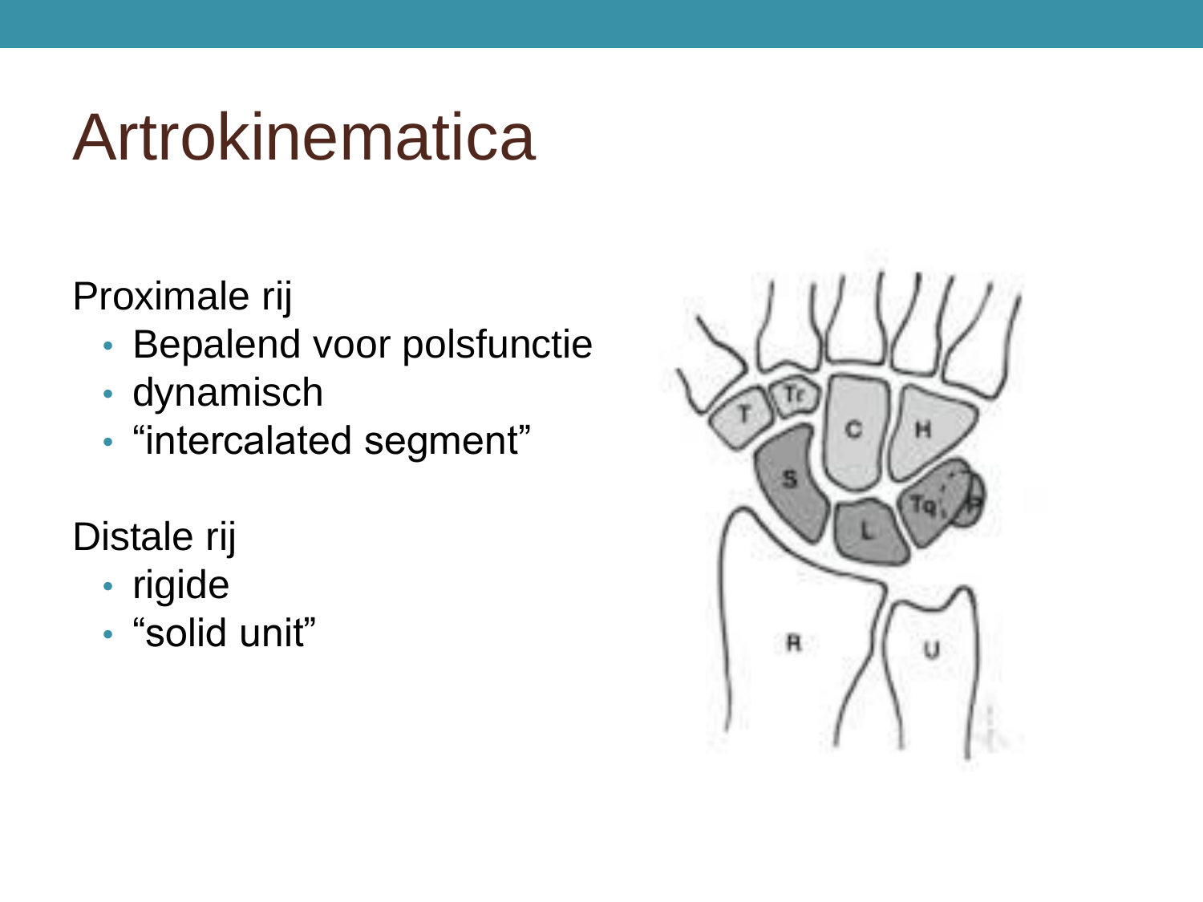# Artrokinematica

Proximale rij

- Bepalend voor polsfunctie
- dynamisch
- “intercalated segment”

Distale rij

- rigide
- “solid unit”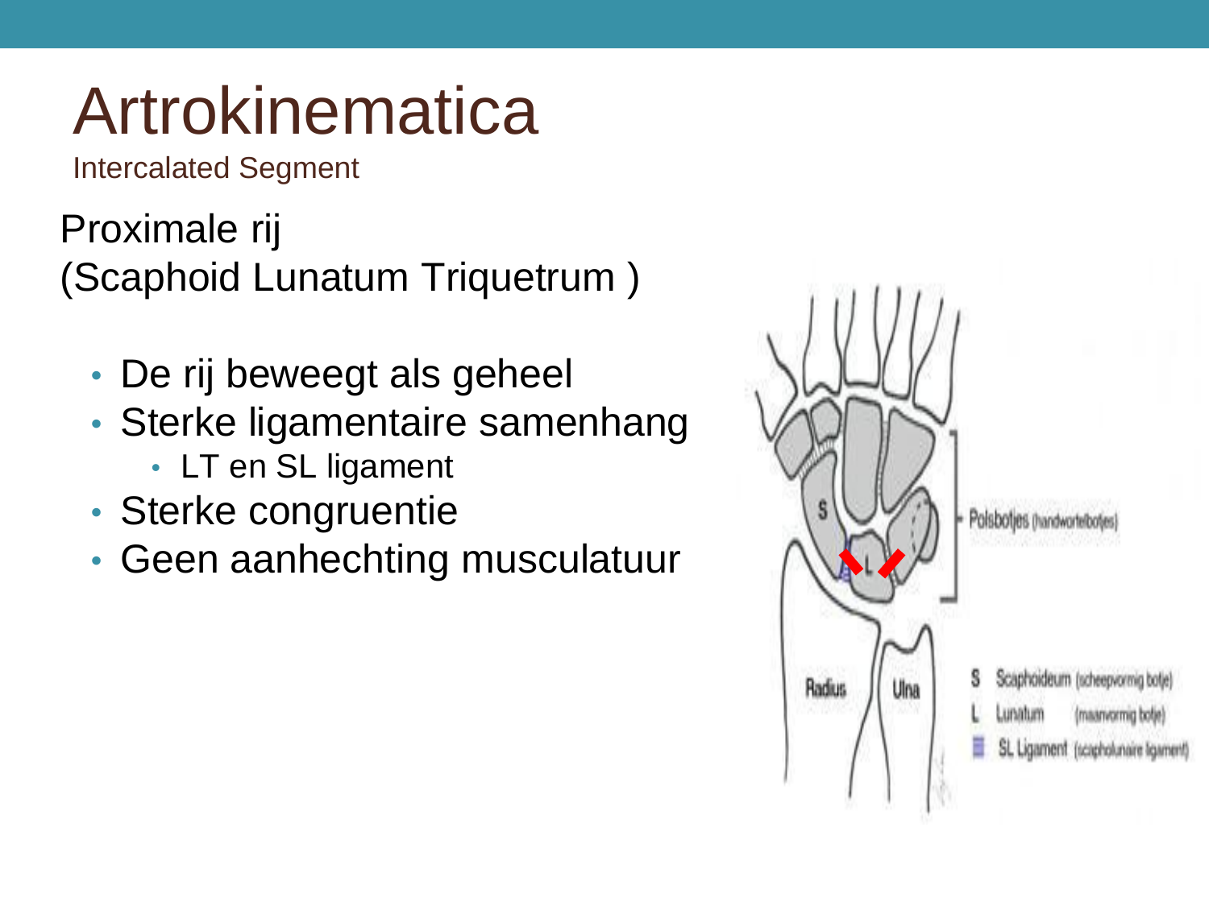# Artrokinematica

Intercalated Segment

Proximale rij
(Scaphoid Lunatum Triquetrum )

- De rij beweegt als geheel
- Sterke ligamentaire samenhang
  - LT en SL ligament
- Sterke congruentie
- Geen aanhechting musculatuur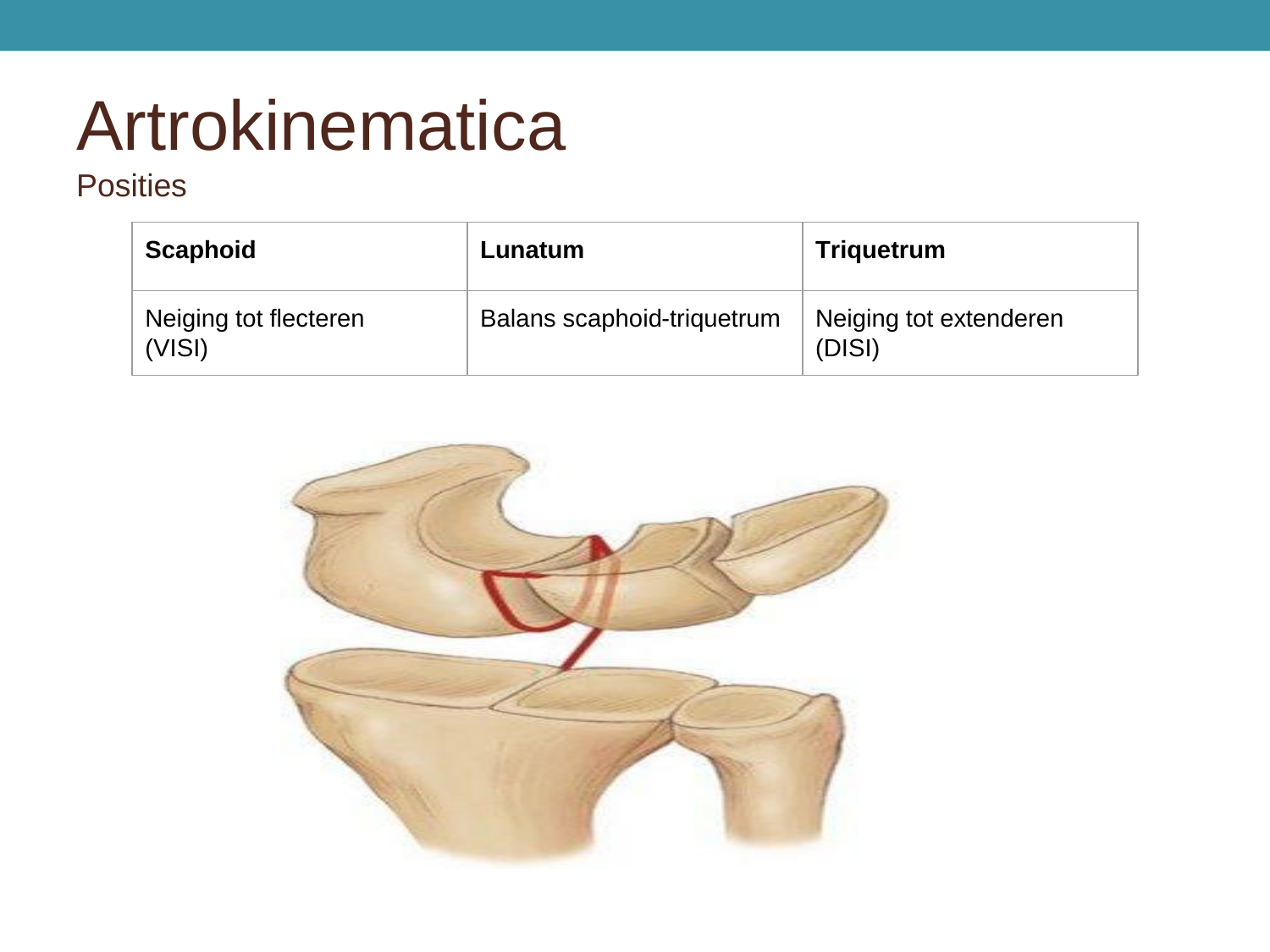# Artrokinematica

## Posities

| Scaphoid | Lunatum | Triquetrum |
|---|---|---|
| Neiging tot flecteren (VISI) | Balans scaphoid-triquetrum | Neiging tot extenderen (DISI) |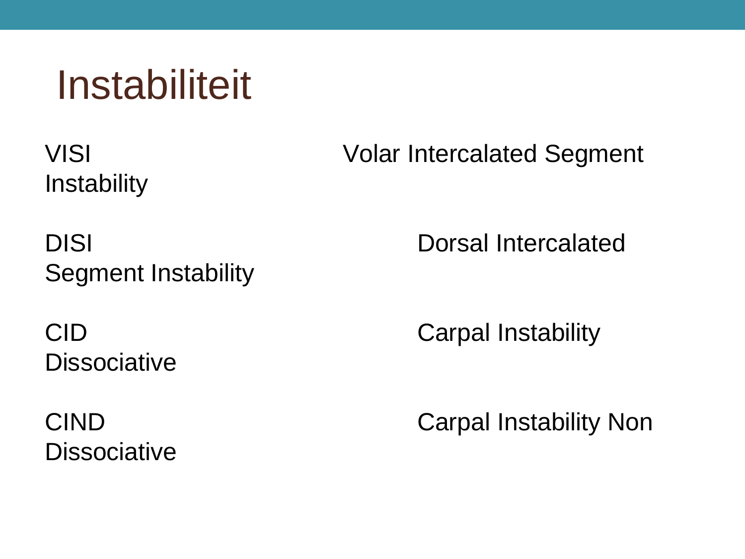# Instabiliteit

VISI Volar Intercalated Segment Instability

DISI Dorsal Intercalated Segment Instability

CID Carpal Instability Dissociative

CIND Carpal Instability Non Dissociative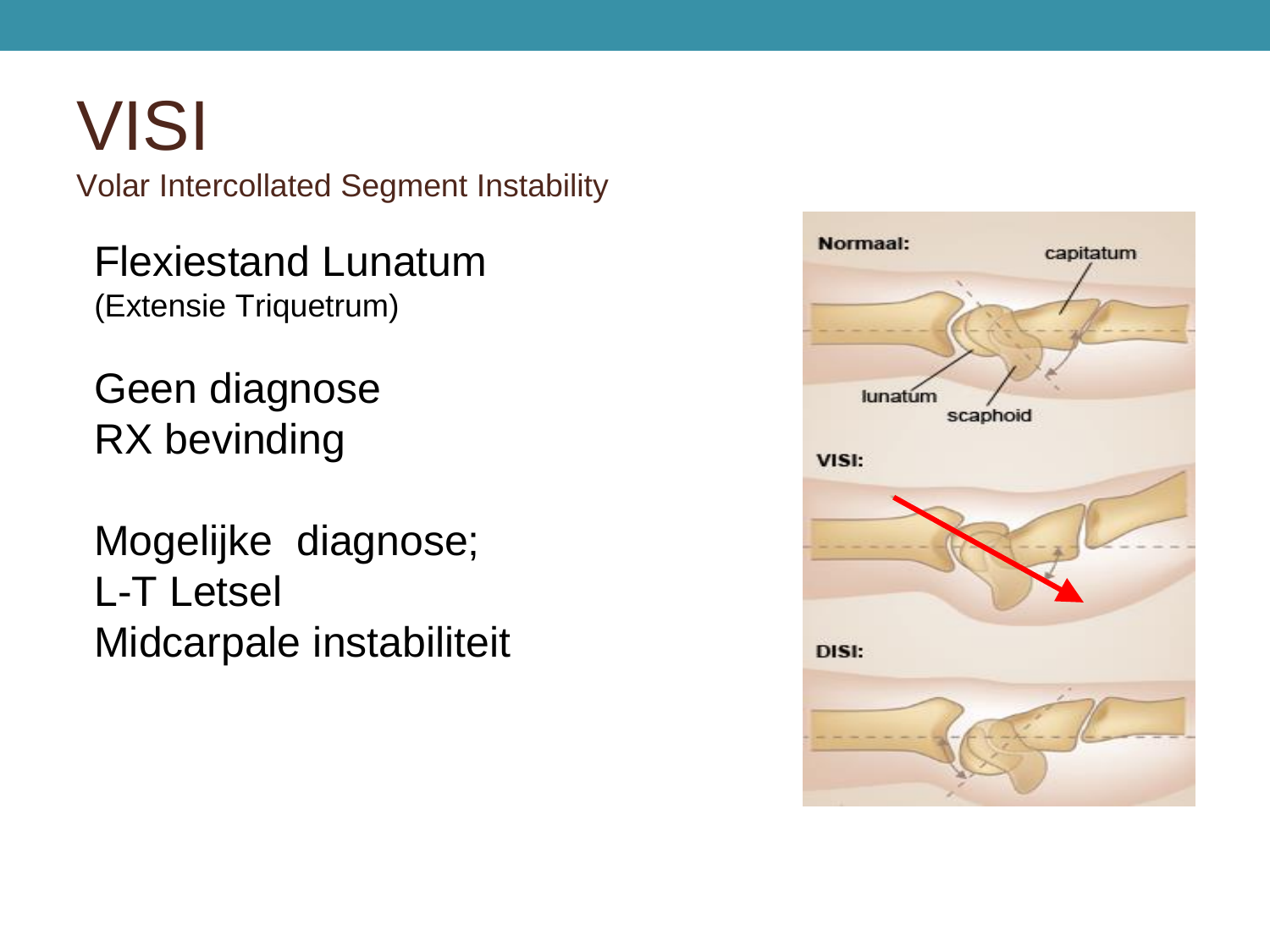# VISI

Volar Intercollated Segment Instability

Flexiestand Lunatum
(Extensie Triquetrum)

Geen diagnose
RX bevinding

Mogelijke diagnose;
L-T Letsel
Midcarpale instabiliteit

Normaal:
capitatum
lunatum
scaphoid
VISI:
DISI: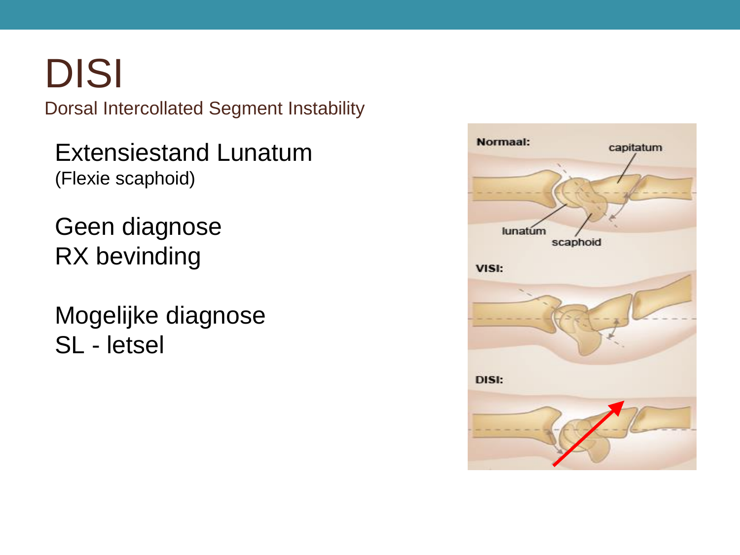# DISI

Dorsal Intercollated Segment Instability

Extensiestand Lunatum
(Flexie scaphoid)

Geen diagnose
RX bevinding

Mogelijke diagnose
SL - letsel

Normaal:
capitatum
lunatum
scaphoid
VISI:
DISI: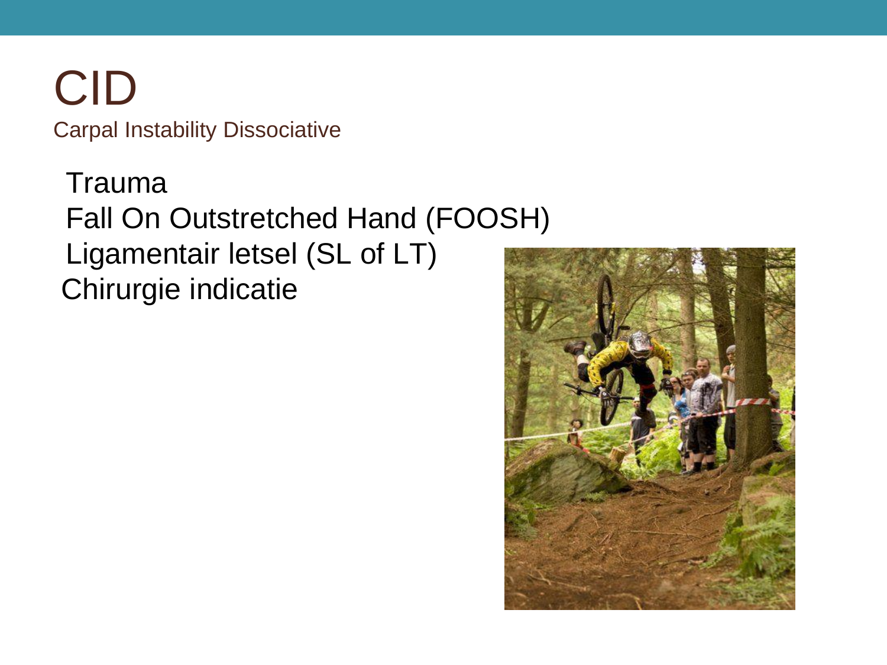# CID

Carpal Instability Dissociative

Trauma
Fall On Outstretched Hand (FOOSH)
Ligamentair letsel (SL of LT)
Chirurgie indicatie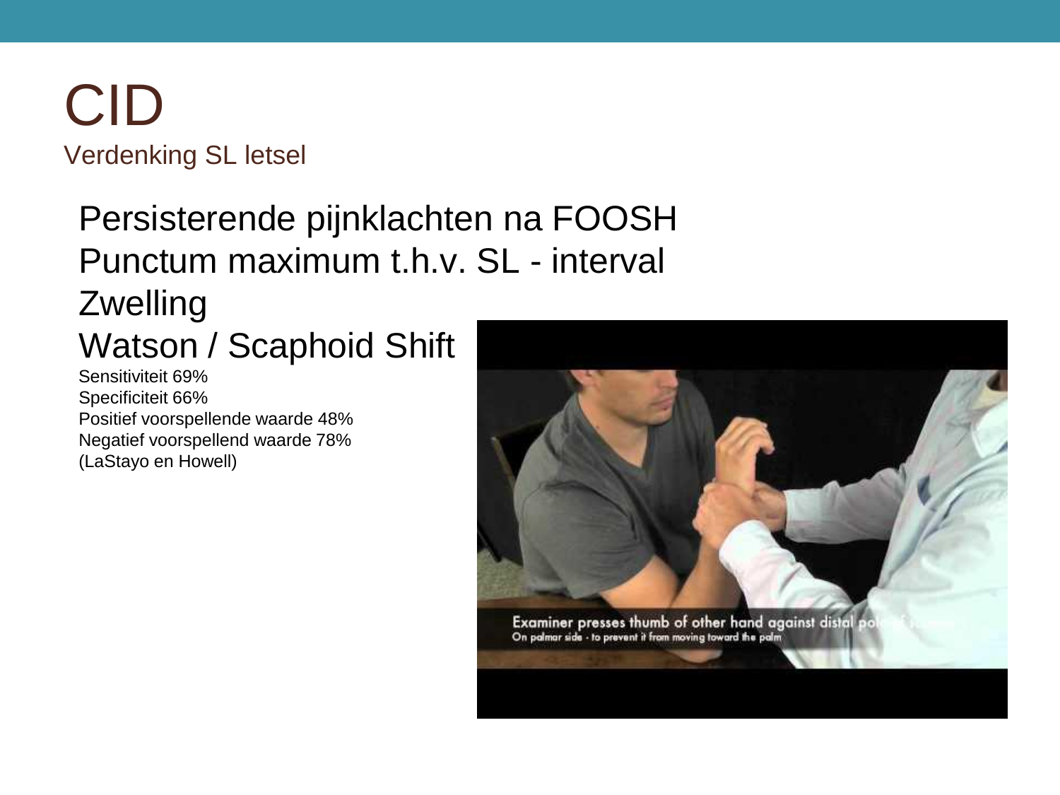# CID

## Verdenking SL letsel

Persisterende pijnklachten na FOOSH

Punctum maximum t.h.v. SL - interval

Zwelling

Watson / Scaphoid Shift

Sensitiviteit 69%
Specificiteit 66%
Positief voorspellende waarde 48%
Negatief voorspellend waarde 78%
(LaStayo en Howell)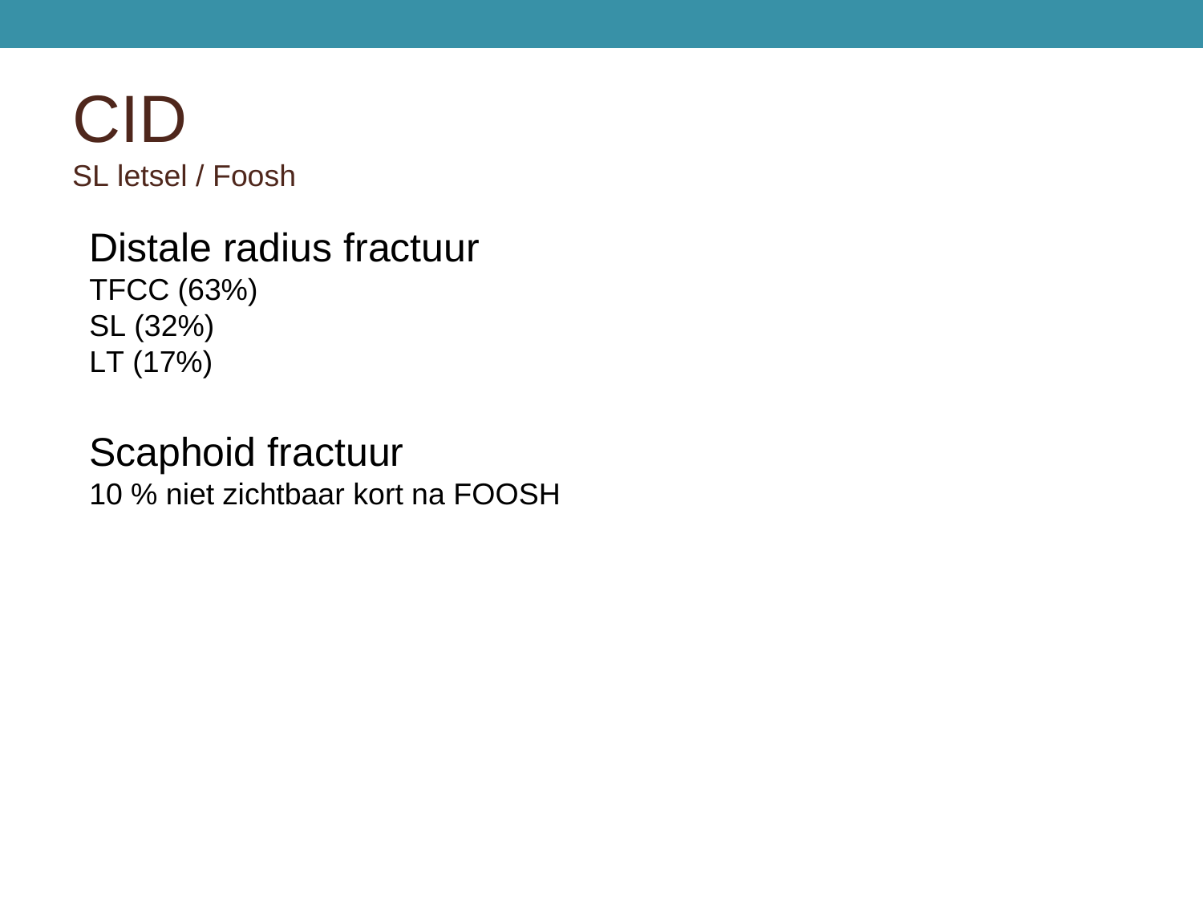# CID

SL letsel / Foosh

## Distale radius fractuur

TFCC (63%)
SL (32%)
LT (17%)

## Scaphoid fractuur

10 % niet zichtbaar kort na FOOSH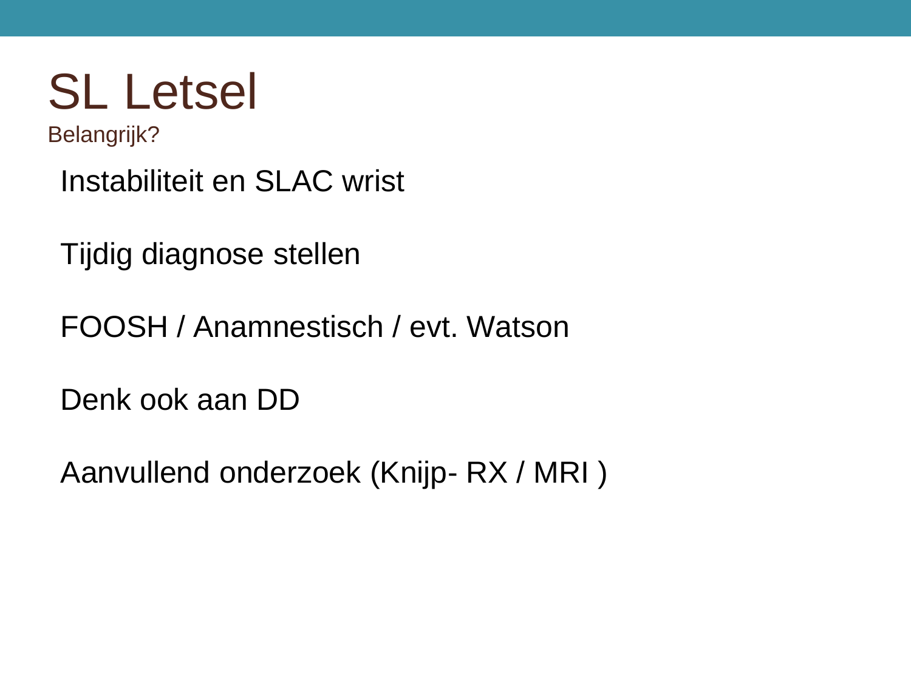# SL Letsel

Belangrijk?

Instabiliteit en SLAC wrist

Tijdig diagnose stellen

FOOSH / Anamnestisch / evt. Watson

Denk ook aan DD

Aanvullend onderzoek (Knijp- RX / MRI )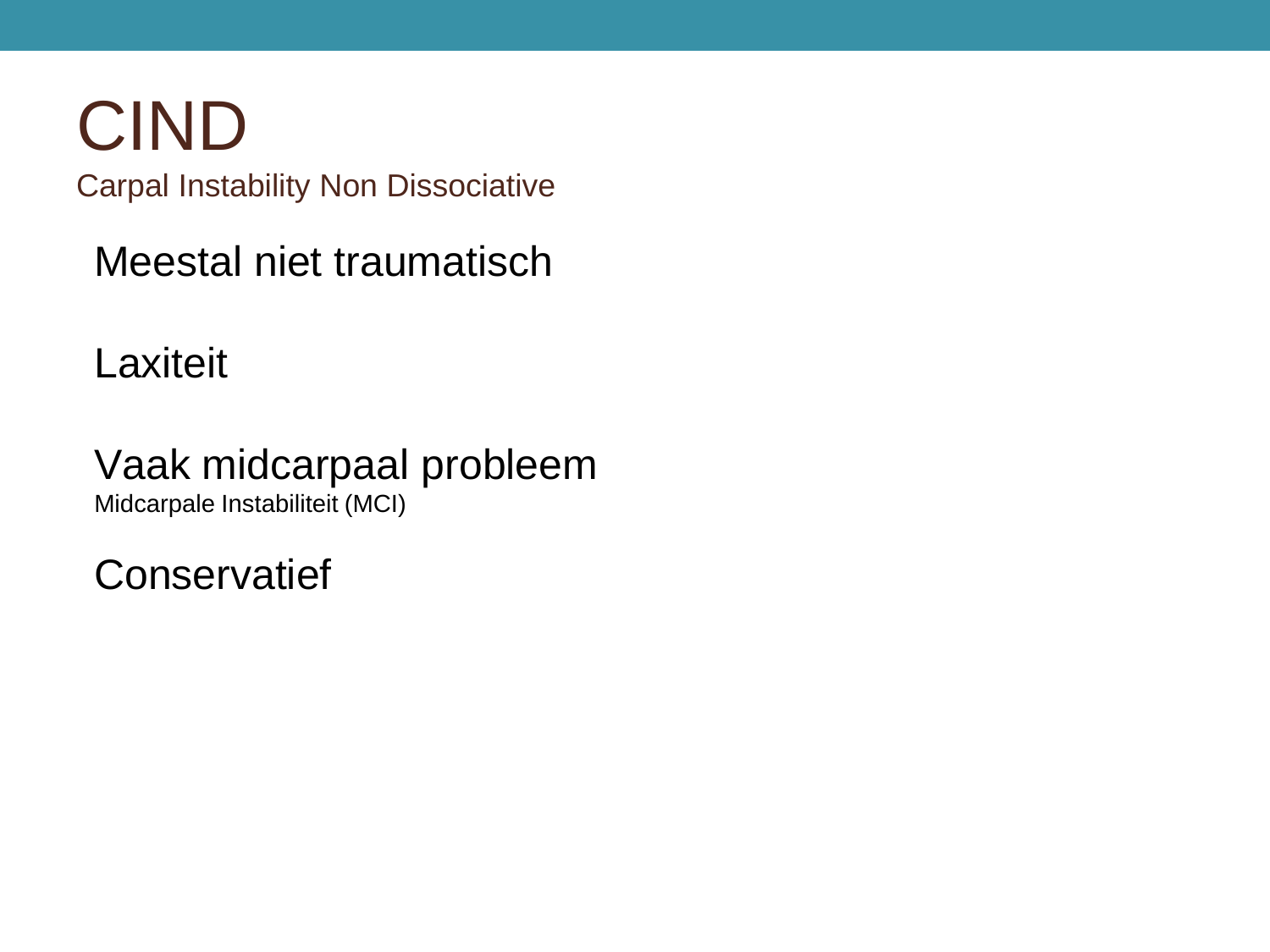# CIND

Carpal Instability Non Dissociative

Meestal niet traumatisch

Laxiteit

Vaak midcarpaal probleem

Midcarpale Instabiliteit (MCI)

Conservatief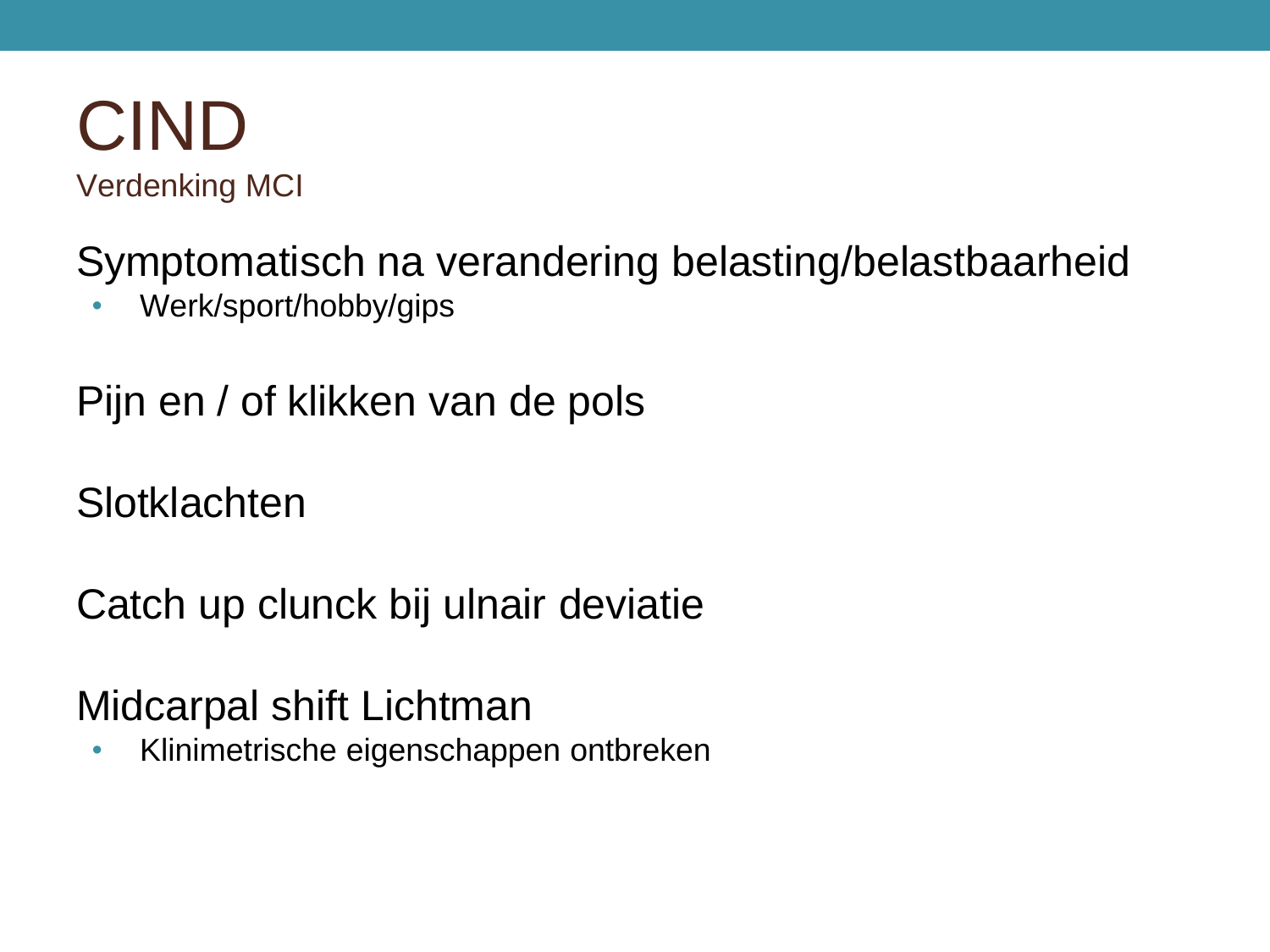# CIND

Verdenking MCI

Symptomatisch na verandering belasting/belastbaarheid

- Werk/sport/hobby/gips

Pijn en / of klikken van de pols

Slotklachten

Catch up clunck bij ulnair deviatie

Midcarpal shift Lichtman

- Klinimetrische eigenschappen ontbreken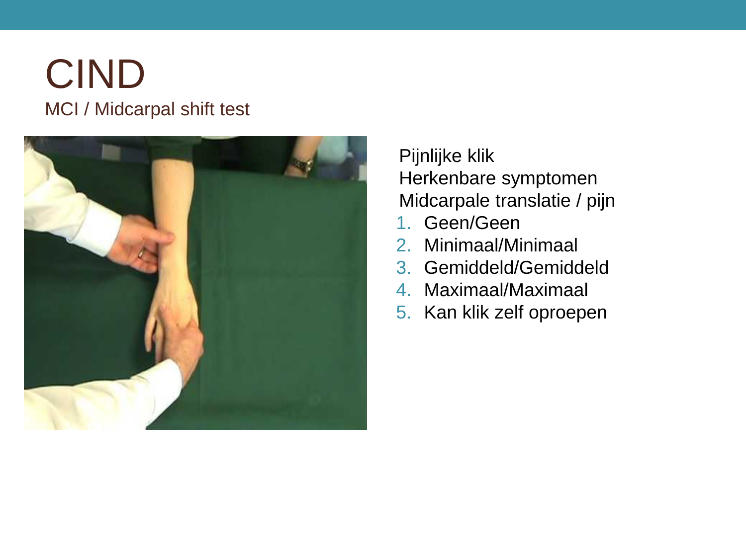# CIND

## MCI / Midcarpal shift test

Pijnlijke klik
Herkenbare symptomen
Midcarpale translatie / pijn

1. Geen/Geen
2. Minimaal/Minimaal
3. Gemiddeld/Gemiddeld
4. Maximaal/Maximaal
5. Kan klik zelf oproepen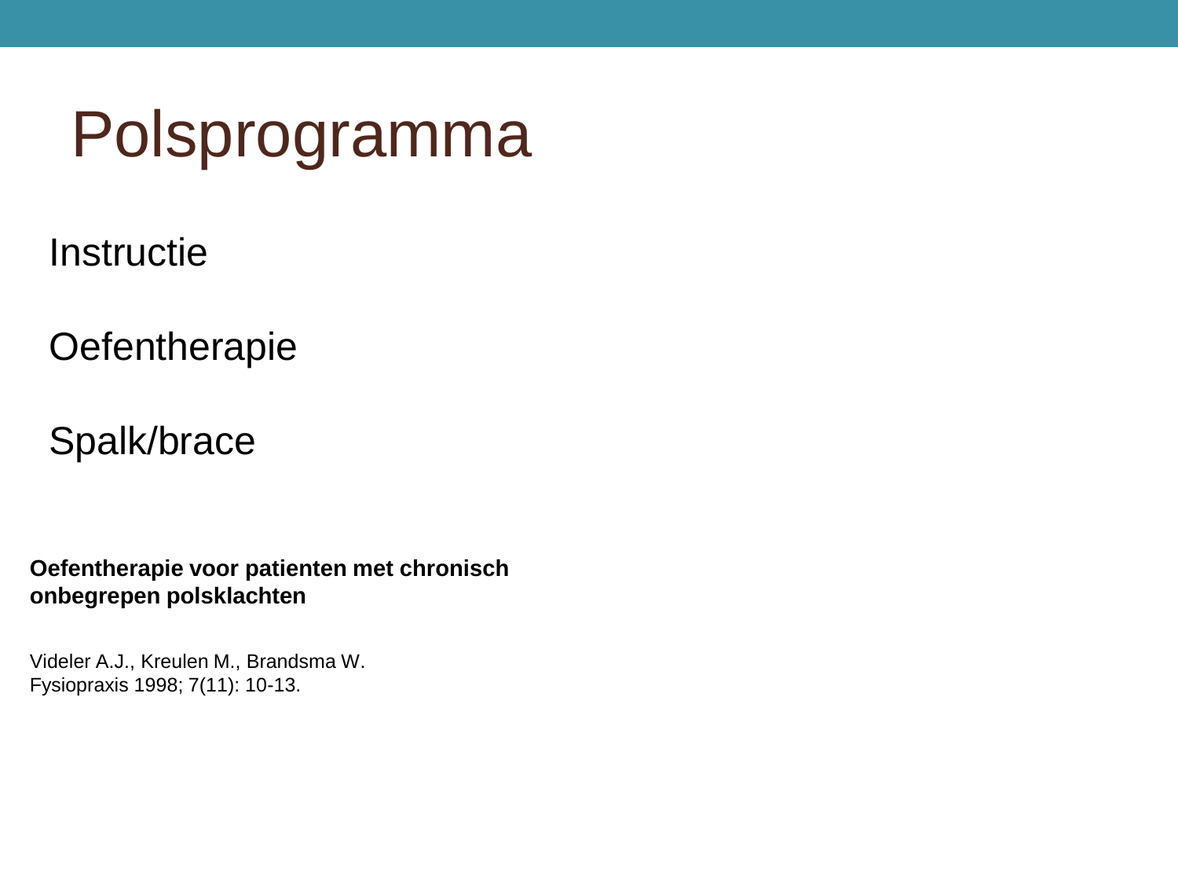# Polsprogramma

Instructie

Oefentherapie

Spalk/brace

**Oefentherapie voor patienten met chronisch onbegrepen polsklachten**

Videler A.J., Kreulen M., Brandsma W.
Fysiopraxis 1998; 7(11): 10-13.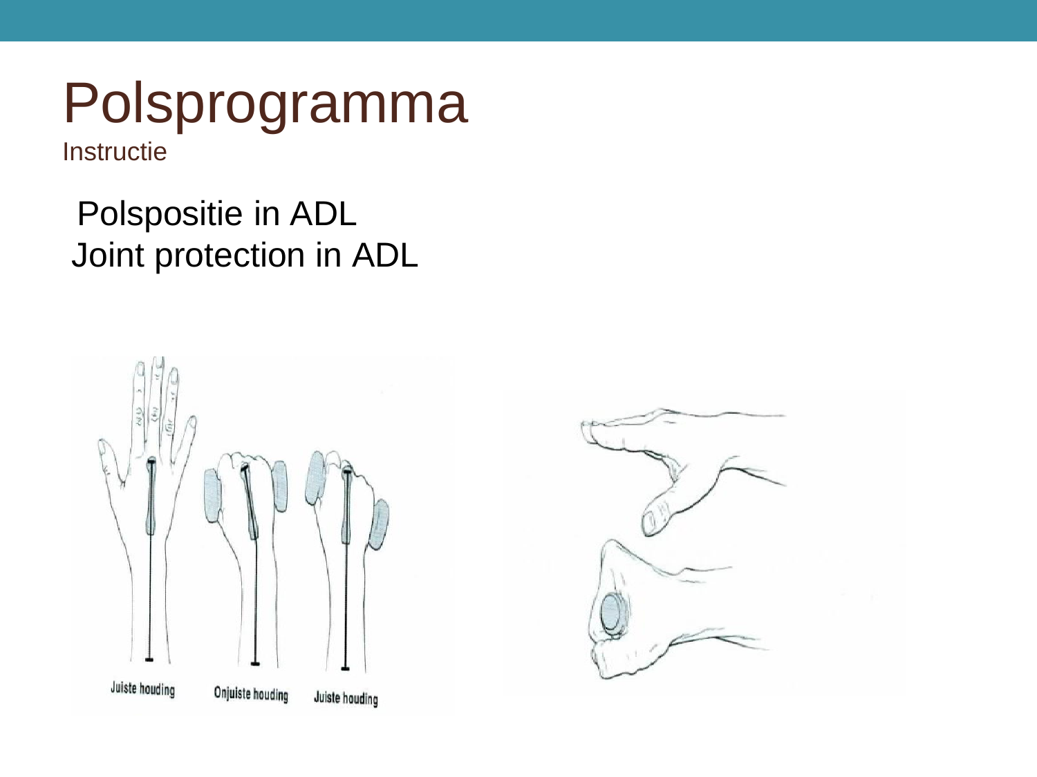# Polsprogramma

Instructie

Polspositie in ADL

Joint protection in ADL

Juiste houding

Onjuiste houding

Juiste houding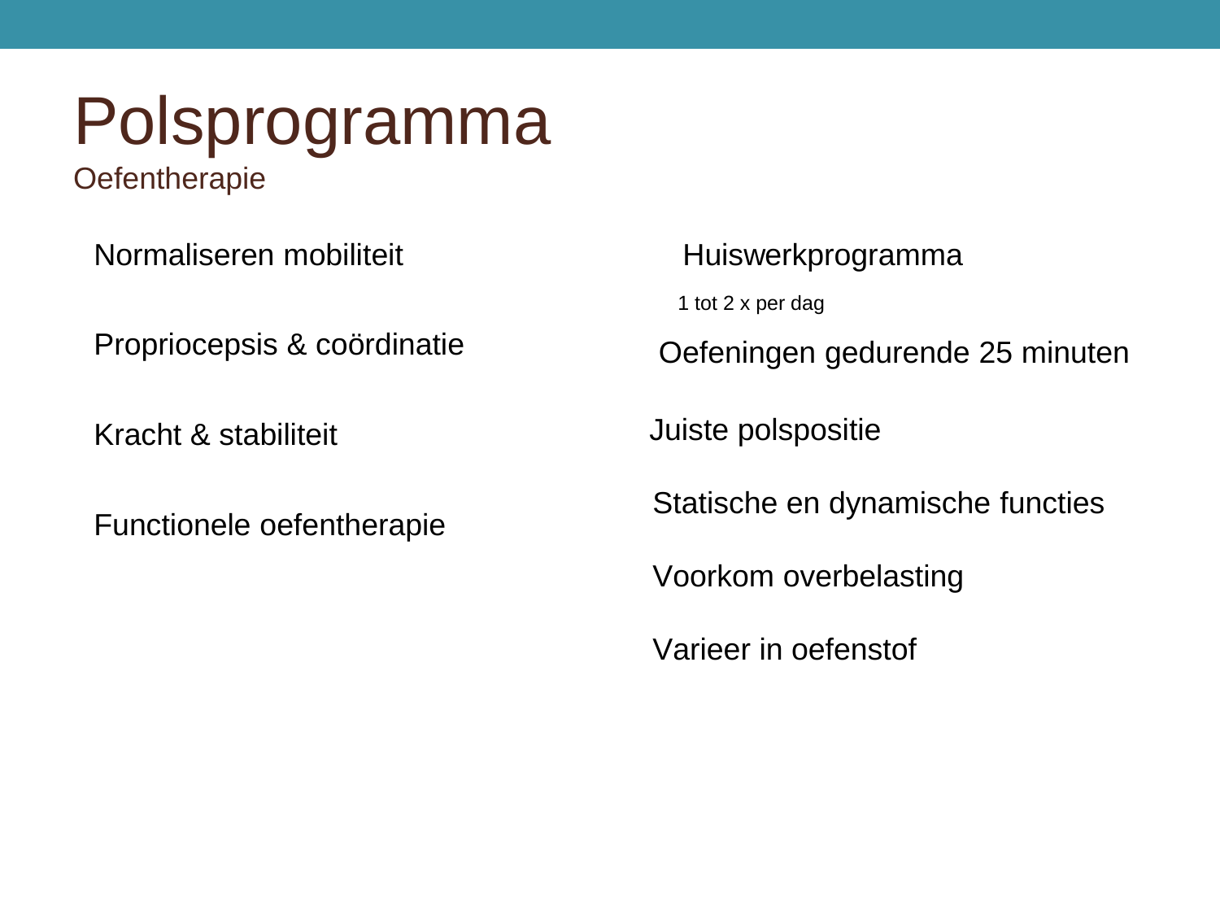# Polsprogramma

## Oefentherapie

Normaliseren mobiliteit

Propriocepsis & coördinatie

Kracht & stabiliteit

Functionele oefentherapie

Huiswerkprogramma

1 tot 2 x per dag

Oefeningen gedurende 25 minuten

Juiste polspositie

Statische en dynamische functies

Voorkom overbelasting

Varieer in oefenstof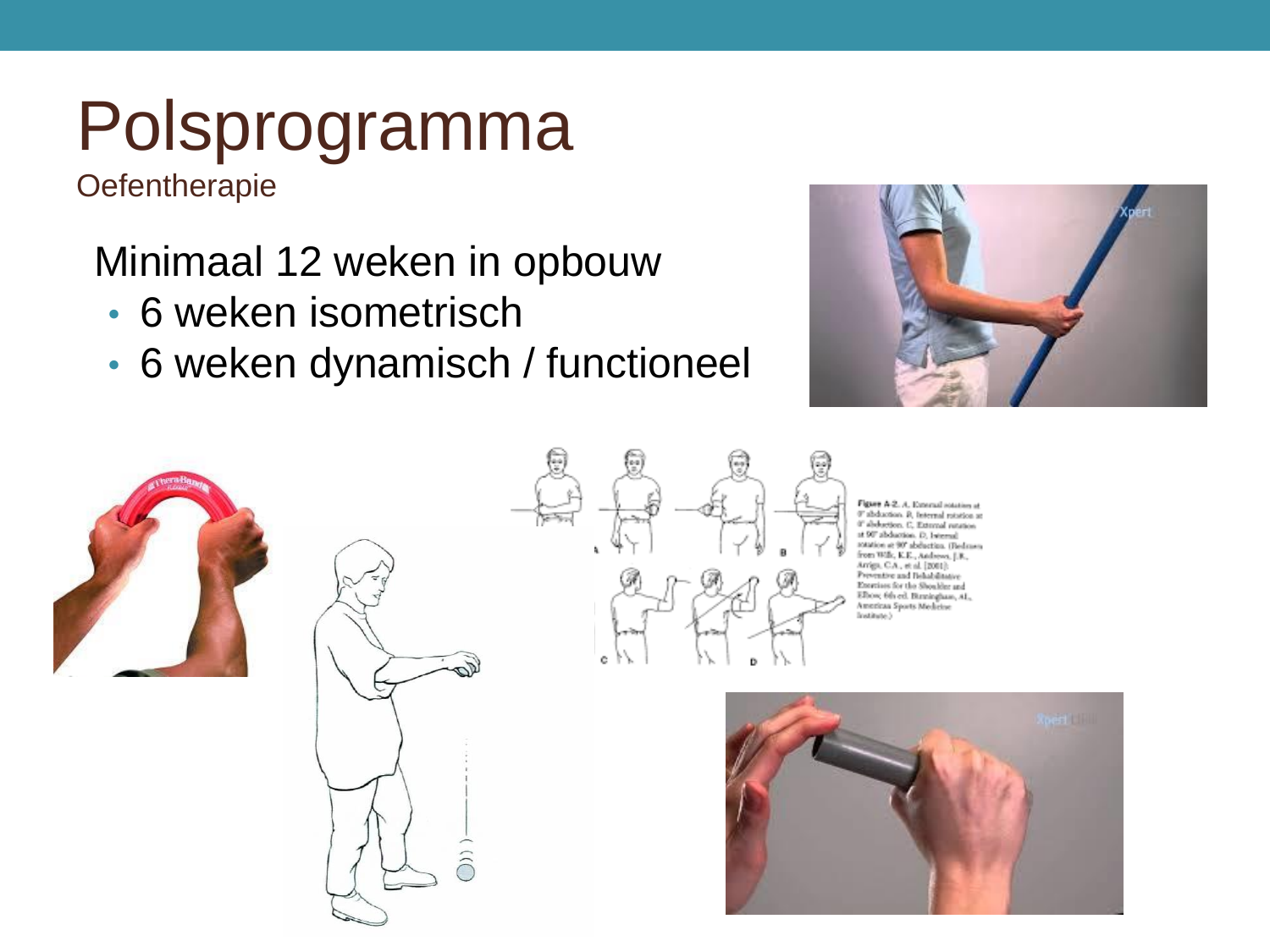# Polsprogramma

Oefentherapie

Minimaal 12 weken in opbouw

- 6 weken isometrisch
- 6 weken dynamisch / functioneel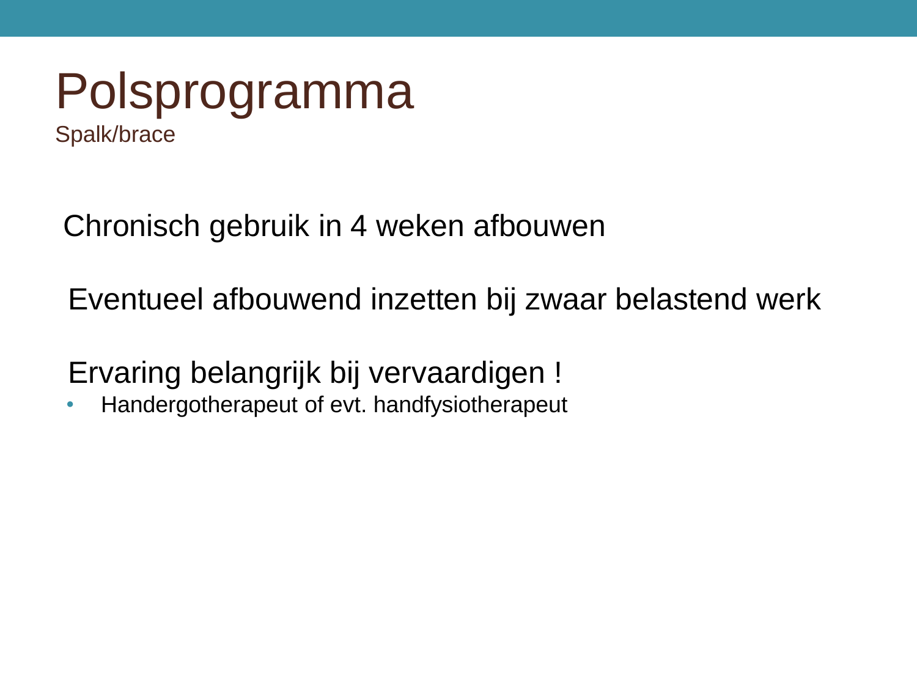# Polsprogramma

Spalk/brace

Chronisch gebruik in 4 weken afbouwen

Eventueel afbouwend inzetten bij zwaar belastend werk

Ervaring belangrijk bij vervaardigen !

- Handergotherapeut of evt. handfysiotherapeut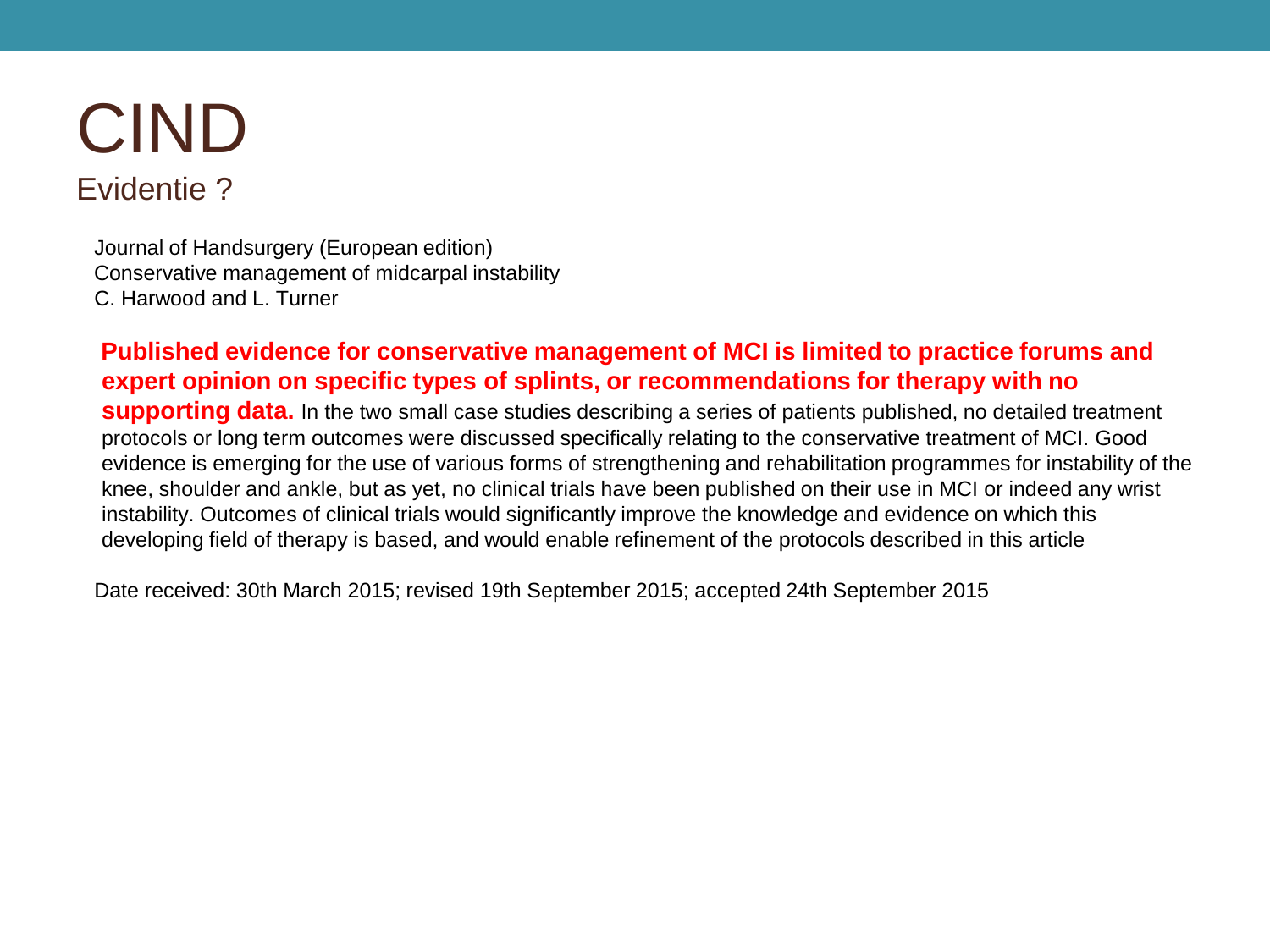# CIND

## Evidentie ?

Journal of Handsurgery (European edition)
Conservative management of midcarpal instability
C. Harwood and L. Turner

**Published evidence for conservative management of MCI is limited to practice forums and expert opinion on specific types of splints, or recommendations for therapy with no supporting data.** In the two small case studies describing a series of patients published, no detailed treatment protocols or long term outcomes were discussed specifically relating to the conservative treatment of MCI. Good evidence is emerging for the use of various forms of strengthening and rehabilitation programmes for instability of the knee, shoulder and ankle, but as yet, no clinical trials have been published on their use in MCI or indeed any wrist instability. Outcomes of clinical trials would significantly improve the knowledge and evidence on which this developing field of therapy is based, and would enable refinement of the protocols described in this article

Date received: 30th March 2015; revised 19th September 2015; accepted 24th September 2015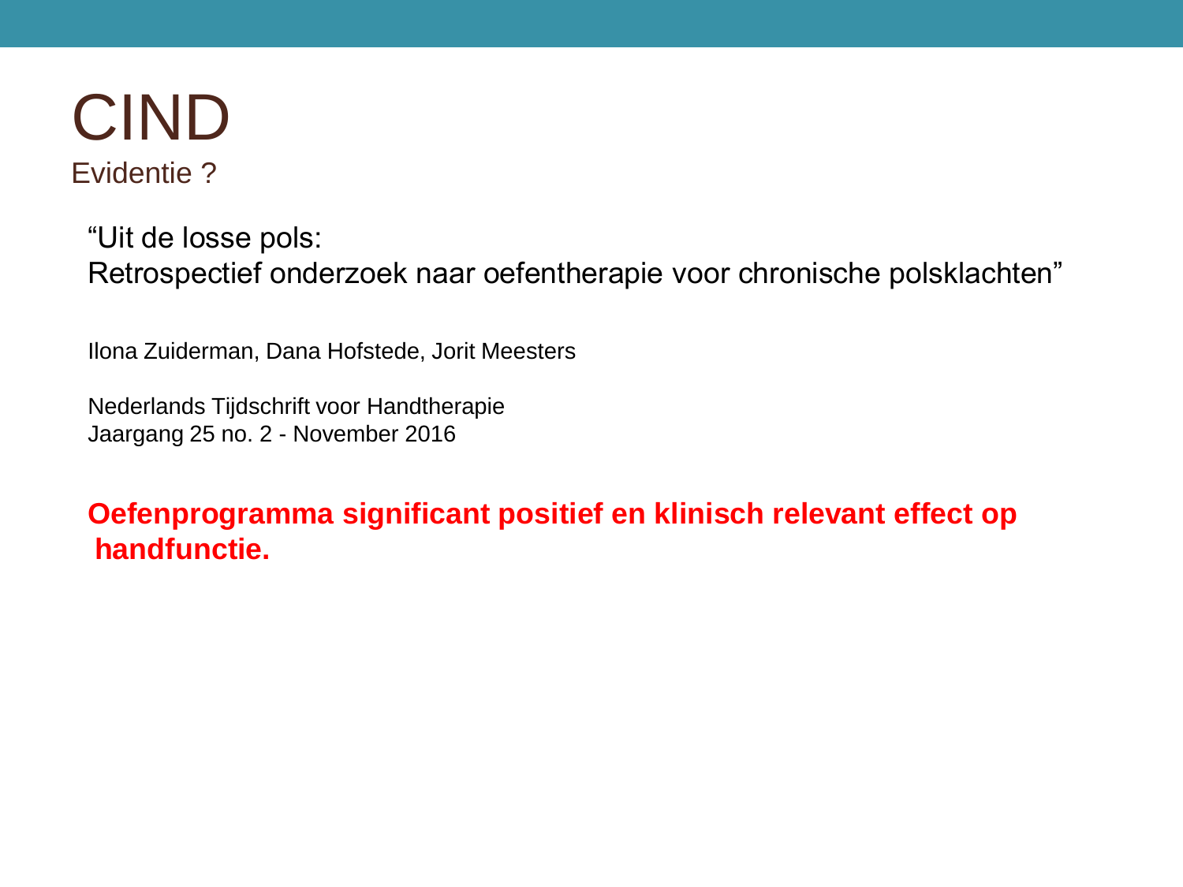# CIND

## Evidentie ?

"Uit de losse pols:
Retrospectief onderzoek naar oefentherapie voor chronische polsklachten"

Ilona Zuiderman, Dana Hofstede, Jorit Meesters

Nederlands Tijdschrift voor Handtherapie
Jaargang 25 no. 2 - November 2016

**Oefenprogramma significant positief en klinisch relevant effect op handfunctie.**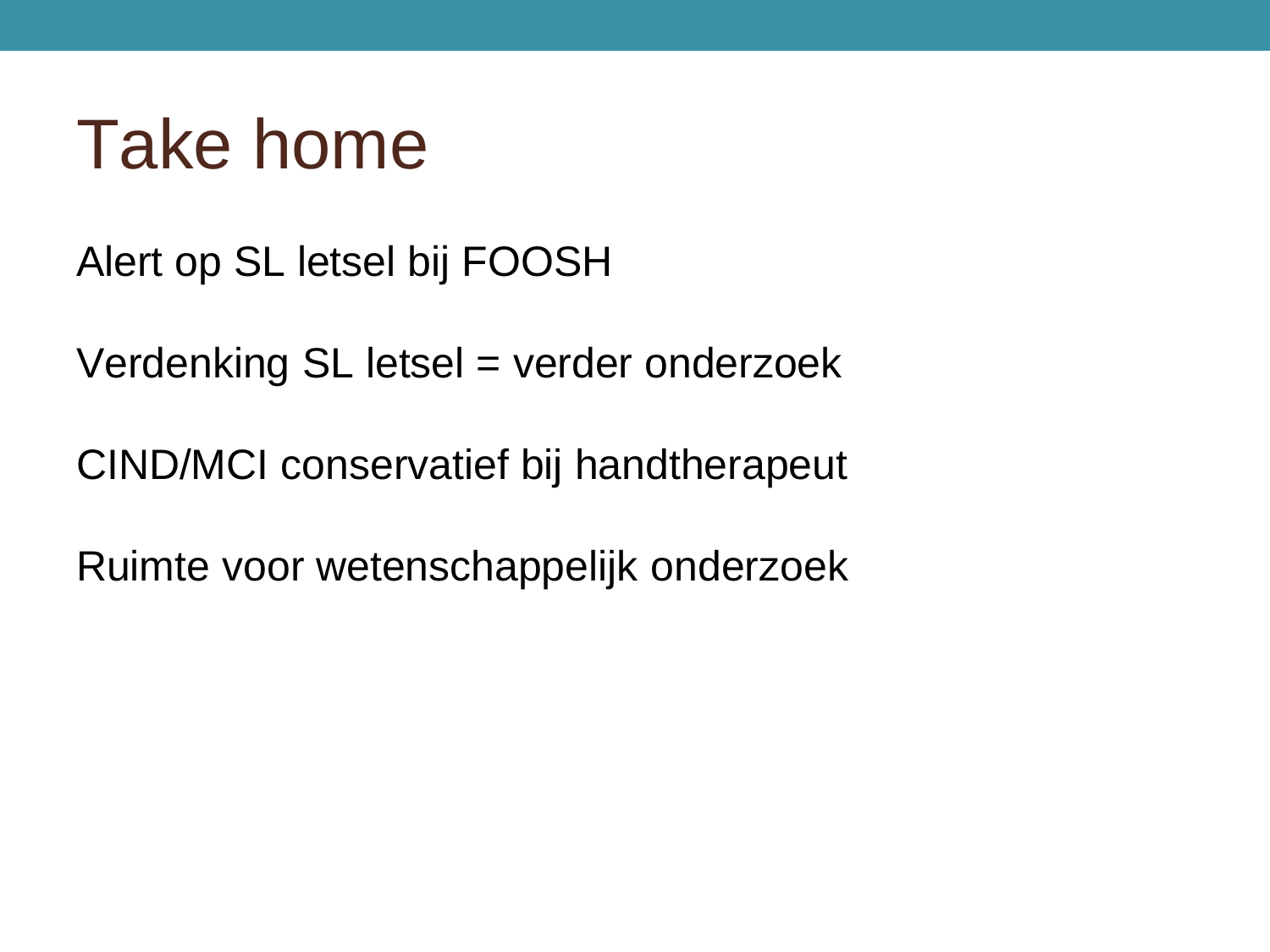# Take home

Alert op SL letsel bij FOOSH

Verdenking SL letsel = verder onderzoek

CIND/MCI conservatief bij handtherapeut

Ruimte voor wetenschappelijk onderzoek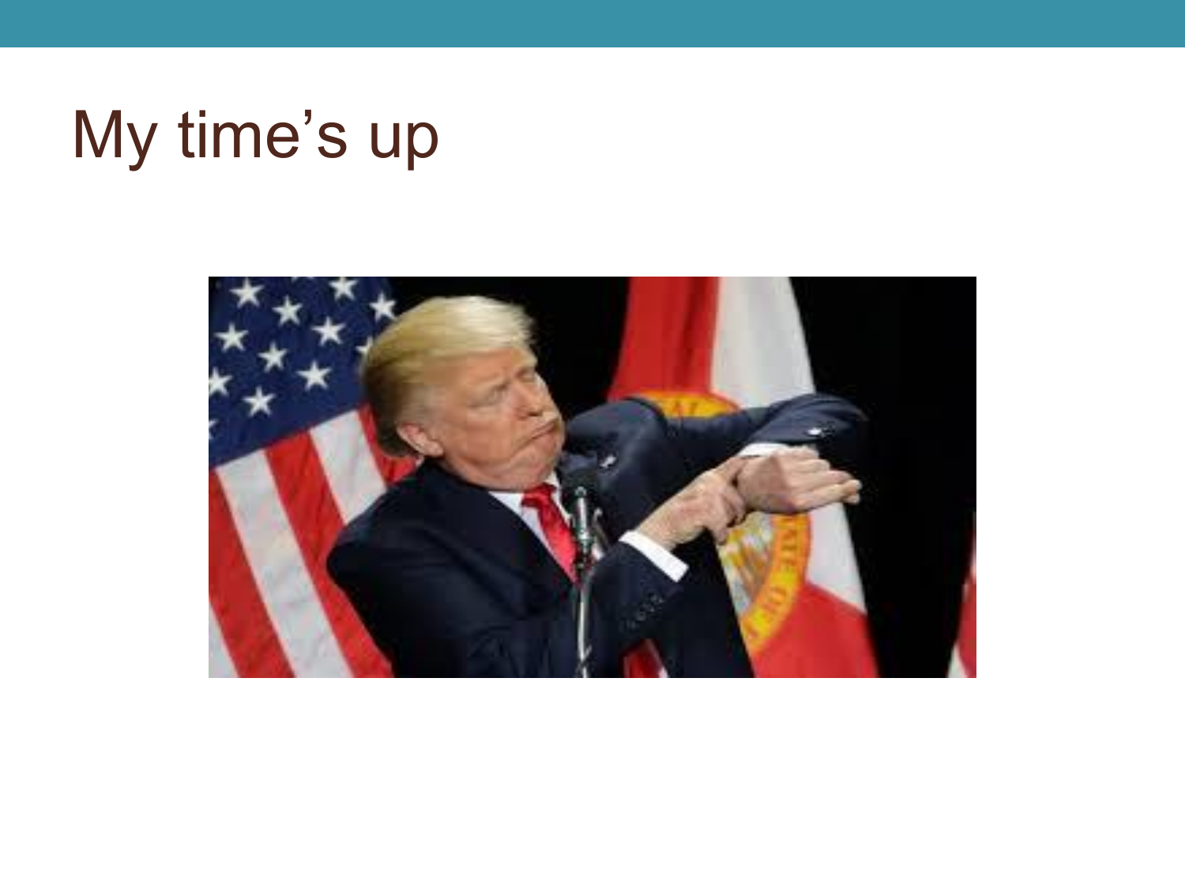# My time's up